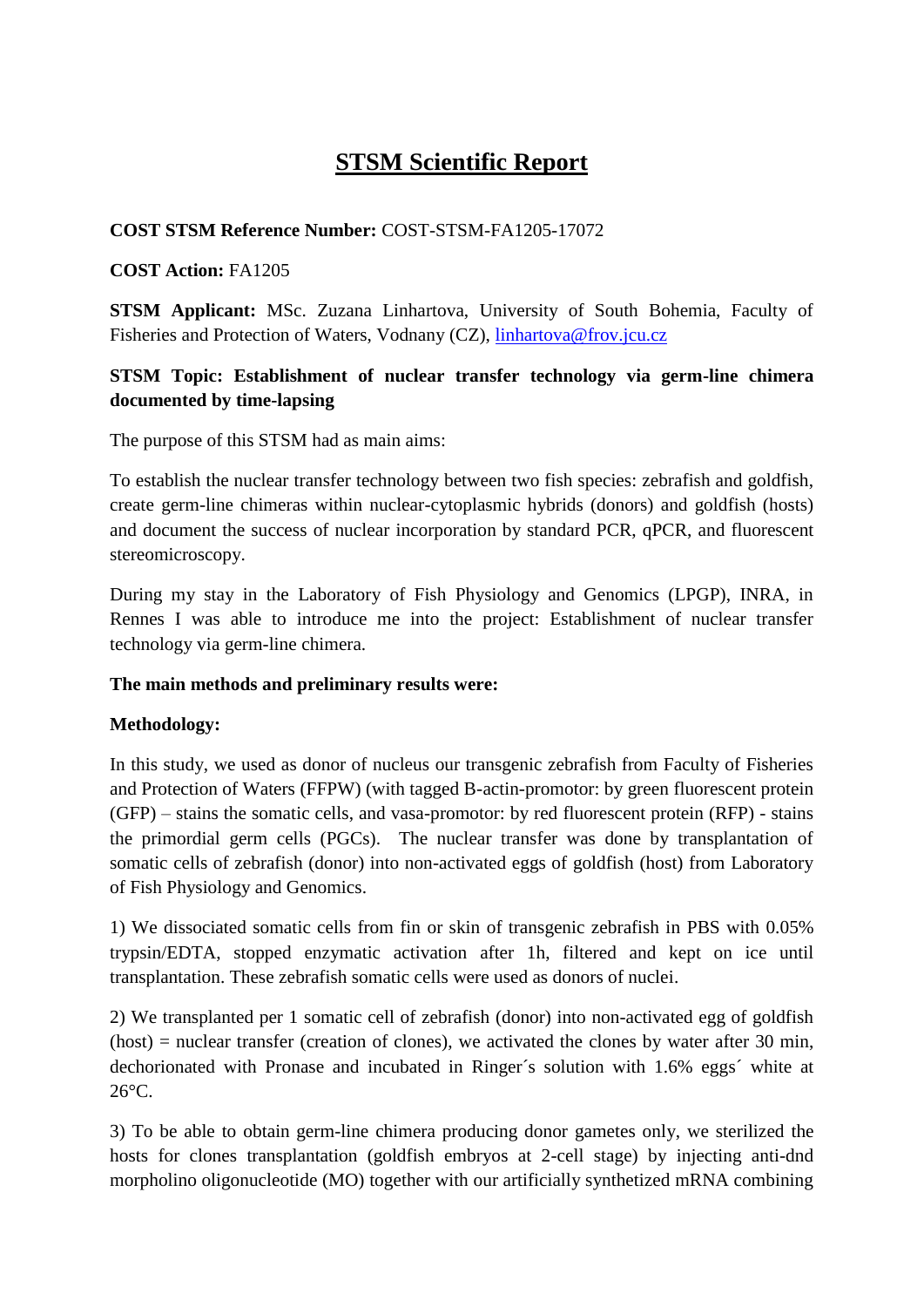# STSM Scientific Report

**COST STSM Reference Number:** COST-STSM-FA1205-17072

**COST Action:** FA1205

**STSM Applicant:** MSc. Zuzana Linhartova, University of South Bohemia, Faculty of Fisheries and Protection of Waters, Vodnany (CZ), linhartova@frov.jcu.cz

**STSM Topic: Establishment of nuclear transfer technology via germ-line chimera documented by time-lapsing**

The purpose of this STSM had as main aims:

To establish the nuclear transfer technology between two fish species: zebrafish and goldfish, create germ-line chimeras within nuclear-cytoplasmic hybrids (donors) and goldfish (hosts) and document the success of nuclear incorporation by standard PCR, qPCR, and fluorescent stereomicroscopy.

During my stay in the Laboratory of Fish Physiology and Genomics (LPGP), INRA, in Rennes I was able to introduce me into the project: Establishment of nuclear transfer technology via germ-line chimera.

**The main methods and preliminary results were:**

**Methodology:**

In this study, we used as donor of nucleus our transgenic zebrafish from Faculty of Fisheries and Protection of Waters (FFPW) (with tagged B-actin-promotor: by green fluorescent protein (GFP) – stains the somatic cells, and vasa-promotor: by red fluorescent protein (RFP) - stains the primordial germ cells (PGCs). The nuclear transfer was done by transplantation of somatic cells of zebrafish (donor) into non-activated eggs of goldfish (host) from Laboratory of Fish Physiology and Genomics.

1) We dissociated somatic cells from fin or skin of transgenic zebrafish in PBS with 0.05% trypsin/EDTA, stopped enzymatic activation after 1h, filtered and kept on ice until transplantation. These zebrafish somatic cells were used as donors of nuclei.

2) We transplanted per 1 somatic cell of zebrafish (donor) into non-activated egg of goldfish (host) = nuclear transfer (creation of clones), we activated the clones by water after 30 min, dechorionated with Pronase and incubated in Ringer´s solution with 1.6% eggs´ white at 26°C.

3) To be able to obtain germ-line chimera producing donor gametes only, we sterilized the hosts for clones transplantation (goldfish embryos at 2-cell stage) by injecting anti-dnd morpholino oligonucleotide (MO) together with our artificially synthetized mRNA combining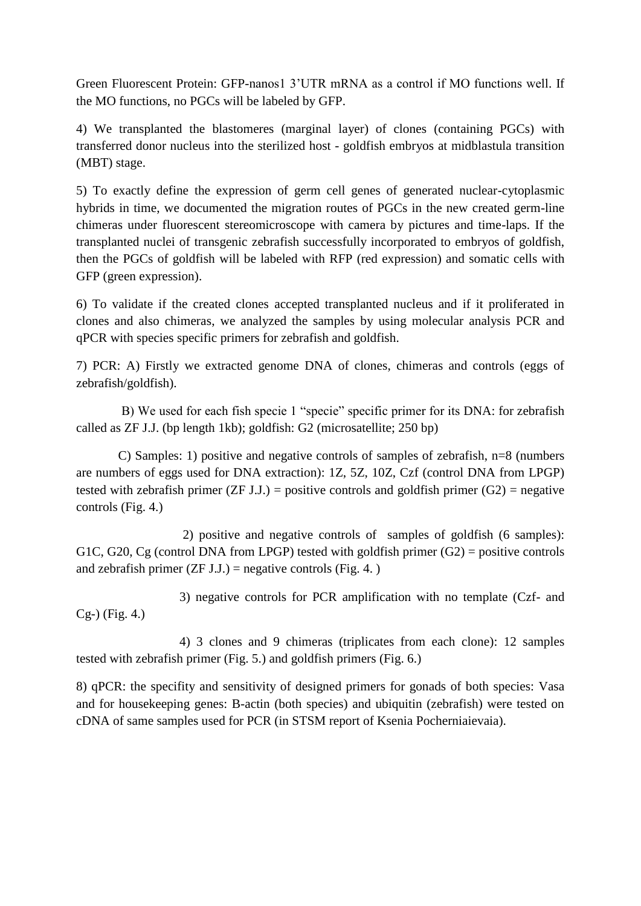Green Fluorescent Protein: GFP-nanos1 3'UTR mRNA as a control if MO functions well. If the MO functions, no PGCs will be labeled by GFP.

4) We transplanted the blastomeres (marginal layer) of clones (containing PGCs) with transferred donor nucleus into the sterilized host - goldfish embryos at midblastula transition (MBT) stage.

5) To exactly define the expression of germ cell genes of generated nuclear-cytoplasmic hybrids in time, we documented the migration routes of PGCs in the new created germ-line chimeras under fluorescent stereomicroscope with camera by pictures and time-laps. If the transplanted nuclei of transgenic zebrafish successfully incorporated to embryos of goldfish, then the PGCs of goldfish will be labeled with RFP (red expression) and somatic cells with GFP (green expression).

6) To validate if the created clones accepted transplanted nucleus and if it proliferated in clones and also chimeras, we analyzed the samples by using molecular analysis PCR and qPCR with species specific primers for zebrafish and goldfish.

7) PCR: A) Firstly we extracted genome DNA of clones, chimeras and controls (eggs of zebrafish/goldfish).

B) We used for each fish specie 1 "specie" specific primer for its DNA: for zebrafish called as ZF J.J. (bp length 1kb); goldfish: G2 (microsatellite; 250 bp)

C) Samples: 1) positive and negative controls of samples of zebrafish, n=8 (numbers are numbers of eggs used for DNA extraction): 1Z, 5Z, 10Z, Czf (control DNA from LPGP) tested with zebrafish primer (ZF J.J.) = positive controls and goldfish primer (G2) = negative controls (Fig. 4.)

2) positive and negative controls of samples of goldfish (6 samples): G1C, G20, Cg (control DNA from LPGP) tested with goldfish primer (G2) = positive controls and zebrafish primer (ZF J.J.) = negative controls (Fig. 4. )

3) negative controls for PCR amplification with no template (Czf- and Cg-) (Fig. 4.)

4) 3 clones and 9 chimeras (triplicates from each clone): 12 samples tested with zebrafish primer (Fig. 5.) and goldfish primers (Fig. 6.)

8) qPCR: the specifity and sensitivity of designed primers for gonads of both species: Vasa and for housekeeping genes: B-actin (both species) and ubiquitin (zebrafish) were tested on cDNA of same samples used for PCR (in STSM report of Ksenia Pocherniaievaia).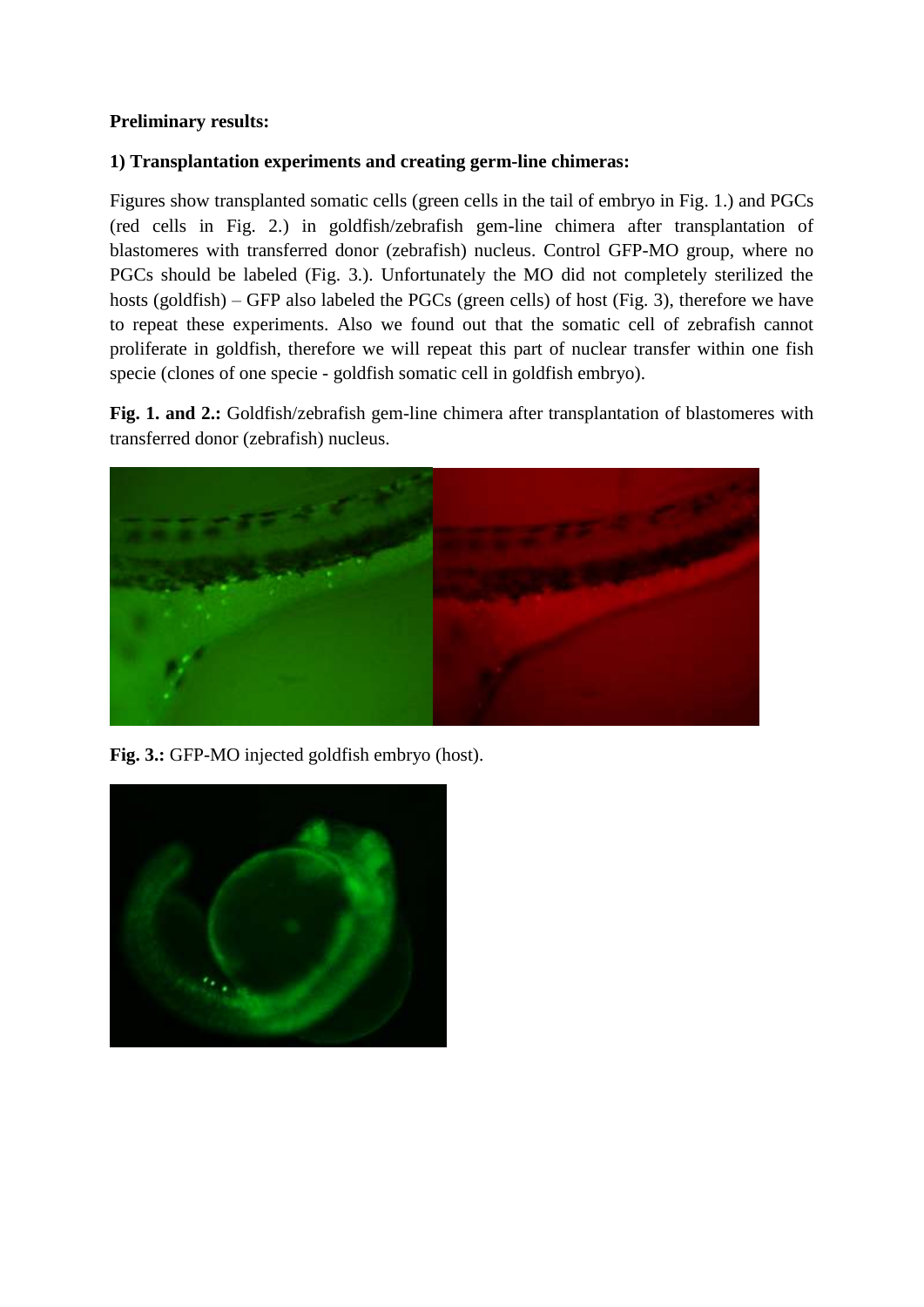**Preliminary results:**

**1) Transplantation experiments and creating germ-line chimeras:**

Figures show transplanted somatic cells (green cells in the tail of embryo in Fig. 1.) and PGCs (red cells in Fig. 2.) in goldfish/zebrafish gem-line chimera after transplantation of blastomeres with transferred donor (zebrafish) nucleus. Control GFP-MO group, where no PGCs should be labeled (Fig. 3.). Unfortunately the MO did not completely sterilized the hosts (goldfish) – GFP also labeled the PGCs (green cells) of host (Fig. 3), therefore we have to repeat these experiments. Also we found out that the somatic cell of zebrafish cannot proliferate in goldfish, therefore we will repeat this part of nuclear transfer within one fish specie (clones of one specie - goldfish somatic cell in goldfish embryo).

**Fig. 1. and 2.:** Goldfish/zebrafish gem-line chimera after transplantation of blastomeres with transferred donor (zebrafish) nucleus.

**Fig. 3.:** GFP-MO injected goldfish embryo (host).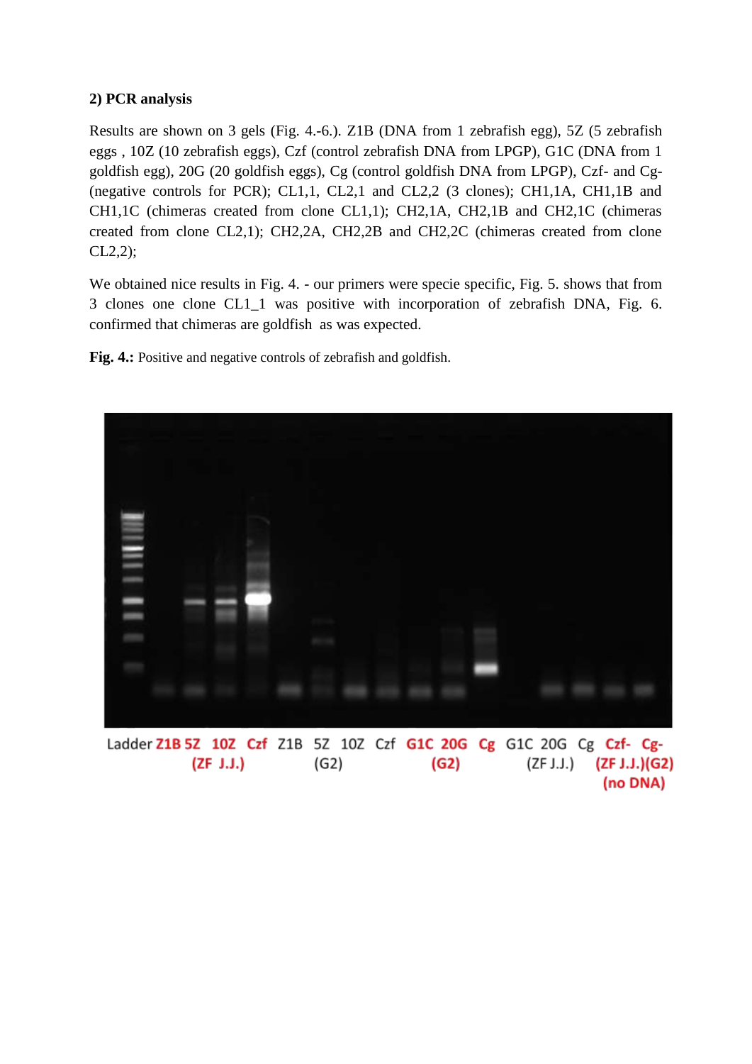**2) PCR analysis**

Results are shown on 3 gels (Fig. 4.-6.). Z1B (DNA from 1 zebrafish egg), 5Z (5 zebrafish eggs , 10Z (10 zebrafish eggs), Czf (control zebrafish DNA from LPGP), G1C (DNA from 1 goldfish egg), 20G (20 goldfish eggs), Cg (control goldfish DNA from LPGP), Czf- and Cg- (negative controls for PCR); CL1,1, CL2,1 and CL2,2 (3 clones); CH1,1A, CH1,1B and CH1,1C (chimeras created from clone CL1,1); CH2,1A, CH2,1B and CH2,1C (chimeras created from clone CL2,1); CH2,2A, CH2,2B and CH2,2C (chimeras created from clone CL2,2);

We obtained nice results in Fig. 4. - our primers were specie specific, Fig. 5. shows that from 3 clones one clone CL1_1 was positive with incorporation of zebrafish DNA, Fig. 6. confirmed that chimeras are goldfish as was expected.

**Fig. 4.:** Positive and negative controls of zebrafish and goldfish.

Ladder **Z1B 5Z 10Z Czf** Z1B 5Z 10Z Czf **G1C 20G Cg** G1C 20G Cg **Czf- Cg-**

**(ZF J.J.)** (G2) **(G2)** (ZF J.J.) **(ZF J.J.)(G2)**

**(no DNA)**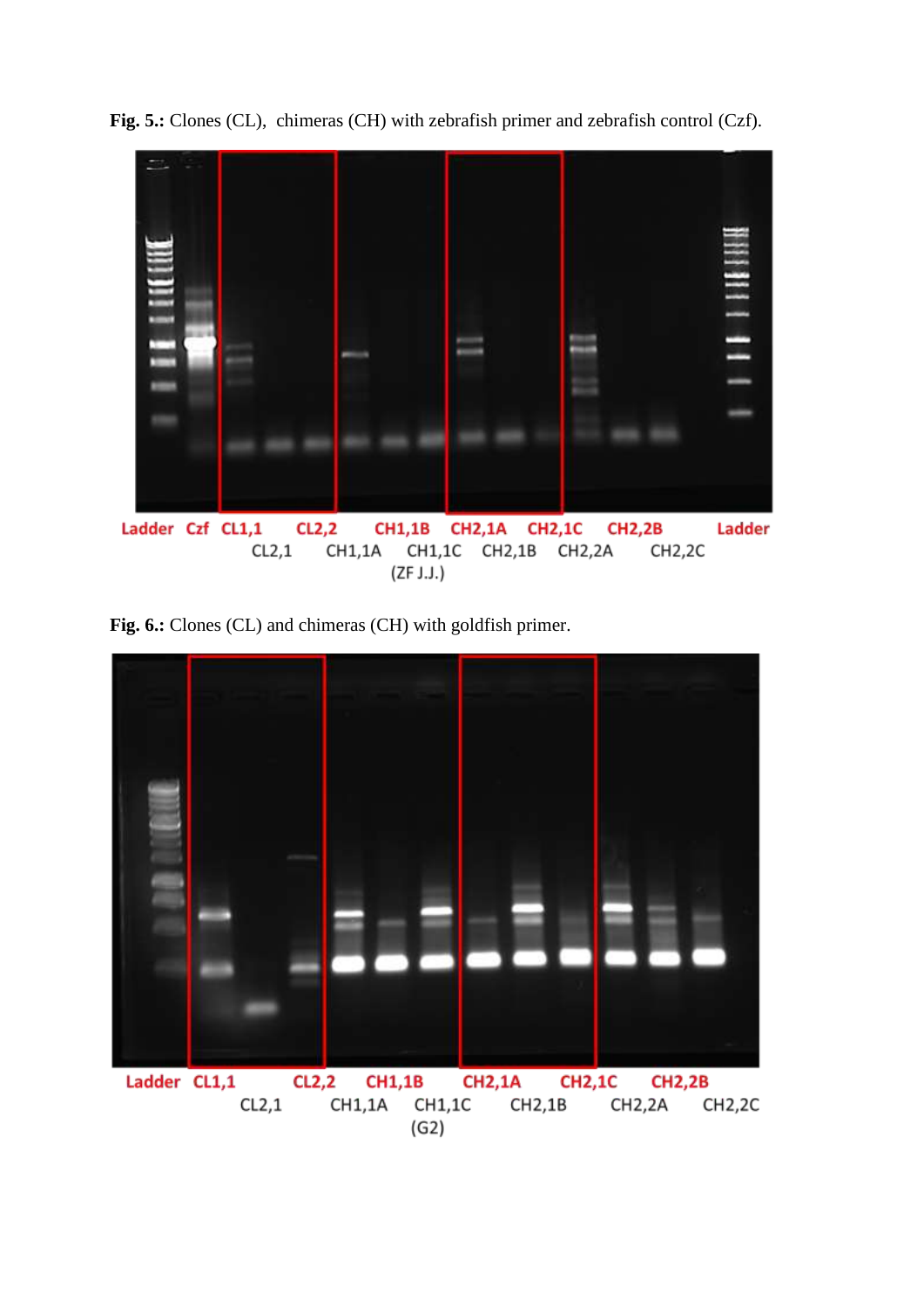**Fig. 5.:** Clones (CL), chimeras (CH) with zebrafish primer and zebrafish control (Czf).

Ladder Czf CL1,1 CL2,2 CH1,1B CH2,1A CH2,1C CH2,2B Ladder

CL2,1 CH1,1A CH1,1C CH2,1B CH2,2A CH2,2C

(ZF J.J.)

**Fig. 6.:** Clones (CL) and chimeras (CH) with goldfish primer.

Ladder CL1,1 CL2,2 CH1,1B CH2,1A CH2,1C CH2,2B

CL2,1 CH1,1A CH1,1C CH2,1B CH2,2A CH2,2C

(G2)